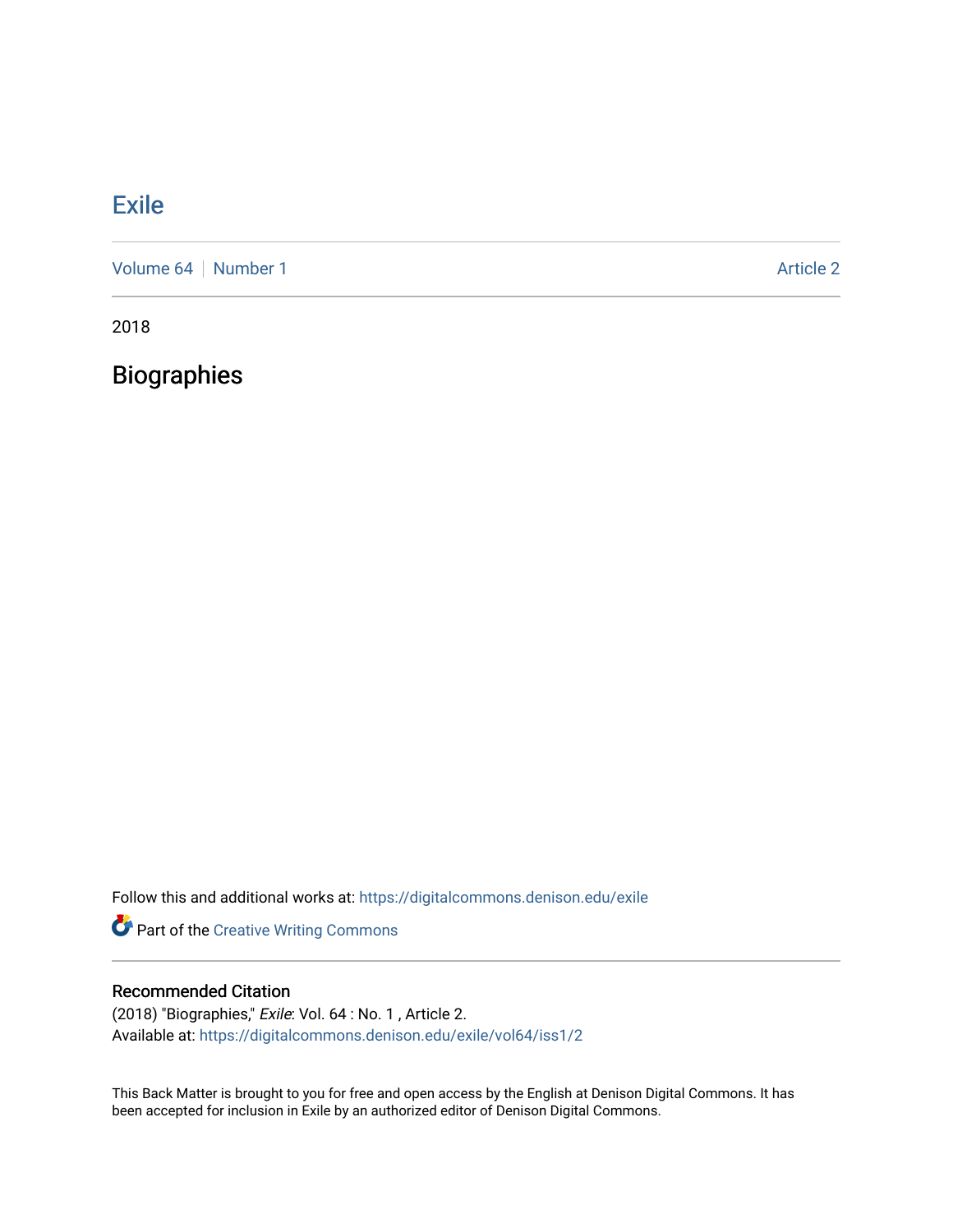# Exile

Volume 64 | Number 1 Article 2

2018

## Biographies

Follow this and additional works at: https://digitalcommons.denison.edu/exile

Part of the Creative Writing Commons

### Recommended Citation

(2018) "Biographies," *Exile*: Vol. 64 : No. 1 , Article 2.
Available at: https://digitalcommons.denison.edu/exile/vol64/iss1/2

This Back Matter is brought to you for free and open access by the English at Denison Digital Commons. It has been accepted for inclusion in Exile by an authorized editor of Denison Digital Commons.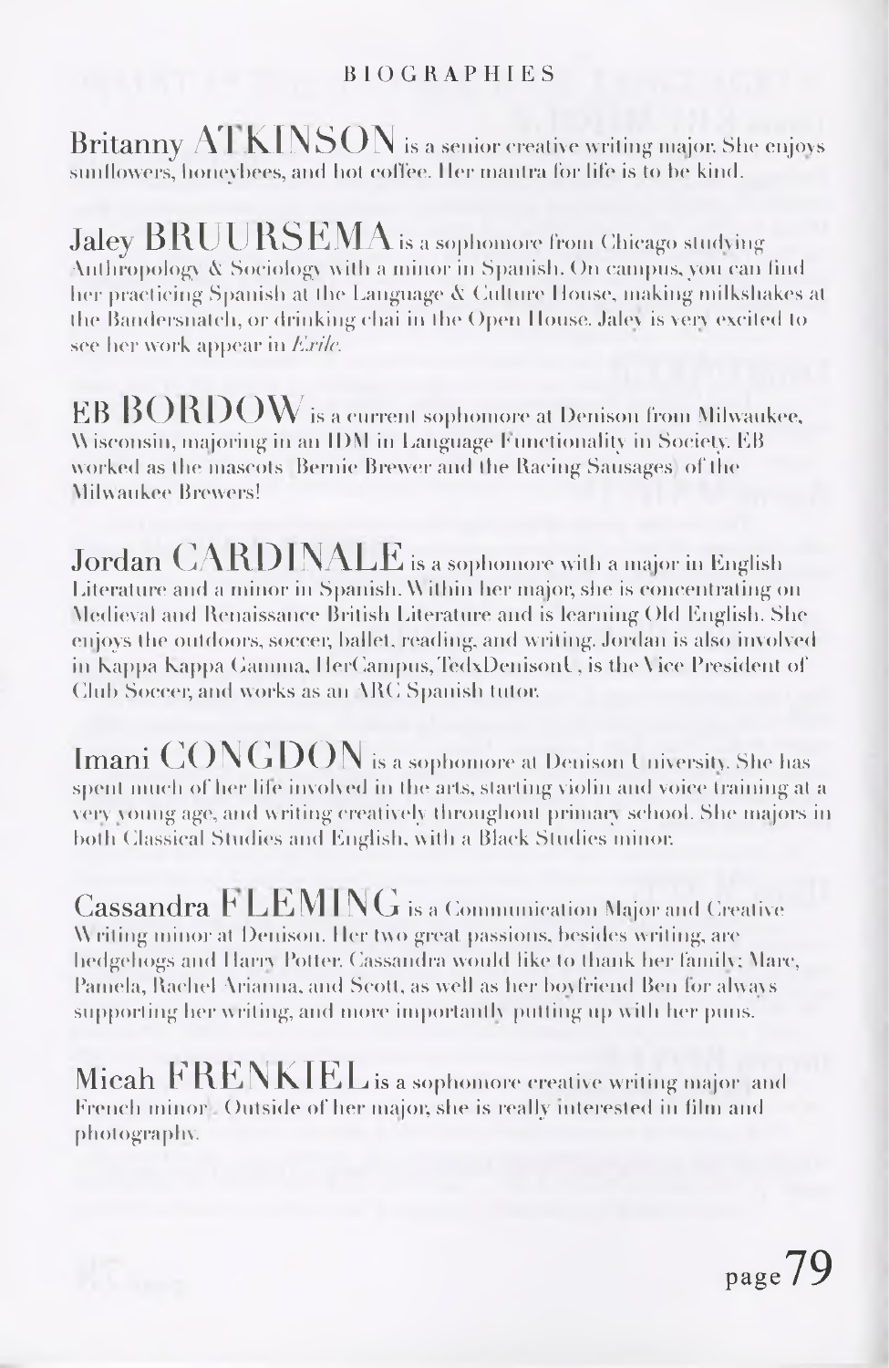## BIOGRAPHIES

**Britanny ATKINSON** is a senior creative writing major. She enjoys sunflowers, honeybees, and hot coffee. Her mantra for life is to be kind.

**Jaley BRUURSEMA** is a sophomore from Chicago studying Anthropology & Sociology with a minor in Spanish. On campus, you can find her practicing Spanish at the Language & Culture House, making milkshakes at the Bandersnatch, or drinking chai in the Open House. Jaley is very excited to see her work appear in *Exile*.

**EB BORDOW** is a current sophomore at Denison from Milwaukee, Wisconsin, majoring in an IDM in Language Functionality in Society. EB worked as the mascots (Bernie Brewer and the Racing Sausages) of the Milwaukee Brewers!

**Jordan CARDINALE** is a sophomore with a major in English Literature and a minor in Spanish. Within her major, she is concentrating on Medieval and Renaissance British Literature and is learning Old English. She enjoys the outdoors, soccer, ballet, reading, and writing. Jordan is also involved in Kappa Kappa Gamma, HerCampus, TedxDenisonU, is the Vice President of Club Soccer, and works as an ARC Spanish tutor.

**Imani CONGDON** is a sophomore at Denison University. She has spent much of her life involved in the arts, starting violin and voice training at a very young age, and writing creatively throughout primary school. She majors in both Classical Studies and English, with a Black Studies minor.

**Cassandra FLEMING** is a Communication Major and Creative Writing minor at Denison. Her two great passions, besides writing, are hedgehogs and Harry Potter. Cassandra would like to thank her family: Marc, Pamela, Rachel-Arianna, and Scott, as well as her boyfriend Ben for always supporting her writing, and more importantly putting up with her puns.

**Micah FRENKIEL** is a sophomore creative writing major (and French minor). Outside of her major, she is really interested in film and photography.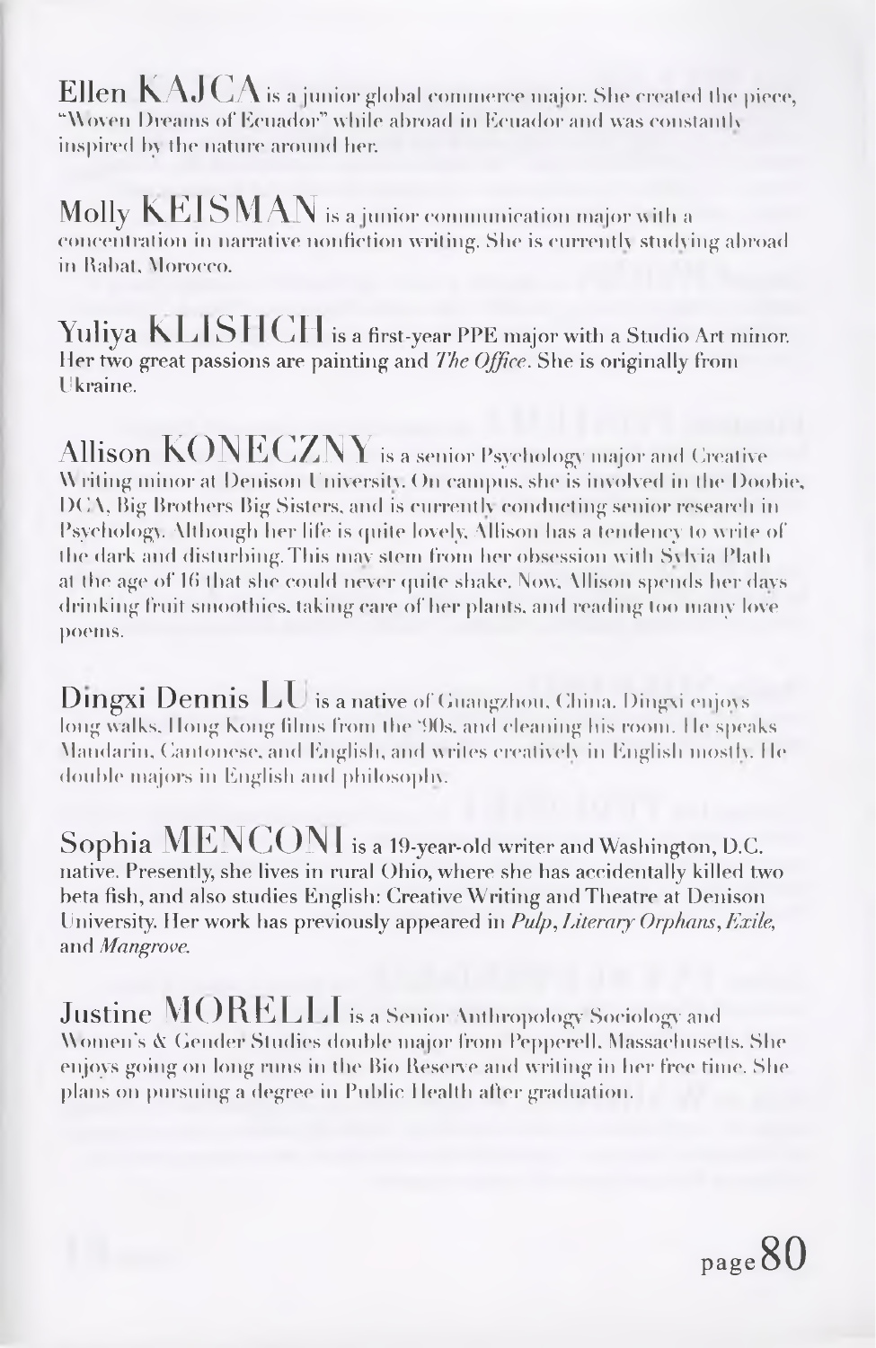Ellen **KAJCA** is a junior global commerce major. She created the piece, "Woven Dreams of Ecuador" while abroad in Ecuador and was constantly inspired by the nature around her.

Molly **KEISMAN** is a junior communication major with a concentration in narrative nonfiction writing. She is currently studying abroad in Rabat, Morocco.

Yuliya **KLISHCH** is a first-year PPE major with a Studio Art minor. Her two great passions are painting and *The Office*. She is originally from Ukraine.

Allison **KONECZNY** is a senior Psychology major and Creative Writing minor at Denison University. On campus, she is involved in the Doobie, DCA, Big Brothers Big Sisters, and is currently conducting senior research in Psychology. Although her life is quite lovely, Allison has a tendency to write of the dark and disturbing. This may stem from her obsession with Sylvia Plath at the age of 16 that she could never quite shake. Now, Allison spends her days drinking fruit smoothies, taking care of her plants, and reading too many love poems.

Dingxi Dennis **LU** is a native of Guangzhou, China. Dingxi enjoys long walks, Hong Kong films from the '90s, and cleaning his room. He speaks Mandarin, Cantonese, and English, and writes creatively in English mostly. He double majors in English and philosophy.

Sophia **MENCONI** is a 19-year-old writer and Washington, D.C. native. Presently, she lives in rural Ohio, where she has accidentally killed two beta fish, and also studies English: Creative Writing and Theatre at Denison University. Her work has previously appeared in *Pulp*, *Literary Orphans*, *Exile*, and *Mangrove*.

Justine **MORELLI** is a Senior Anthropology Sociology and Women's & Gender Studies double major from Pepperell, Massachusetts. She enjoys going on long runs in the Bio Reserve and writing in her free time. She plans on pursuing a degree in Public Health after graduation.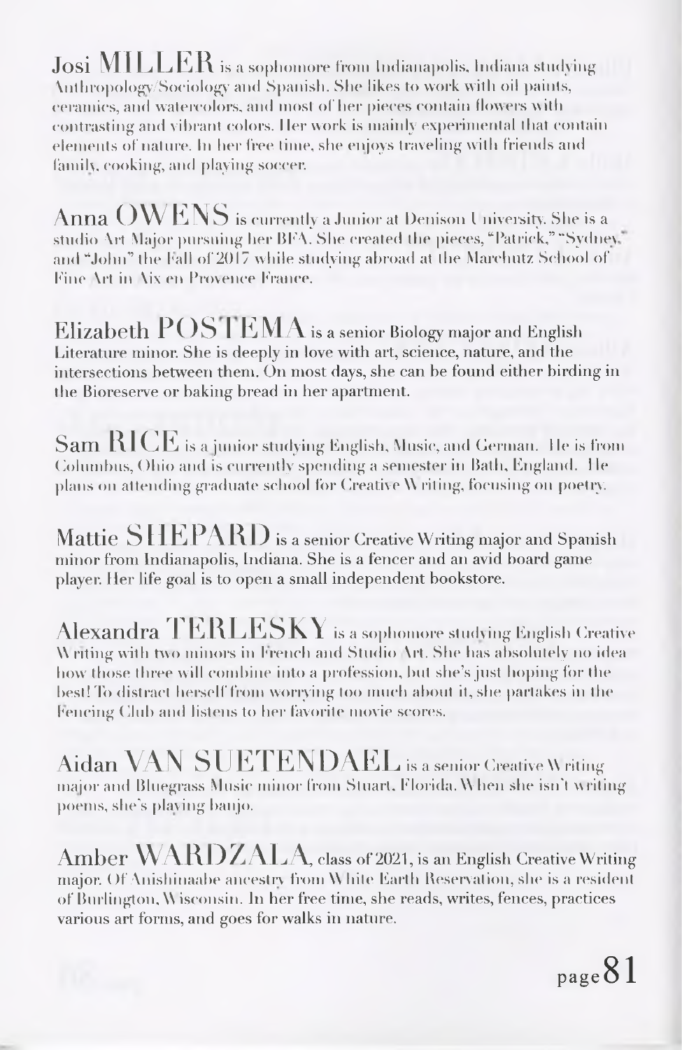Josi MILLER is a sophomore from Indianapolis, Indiana studying Anthropology/Sociology and Spanish. She likes to work with oil paints, ceramics, and watercolors, and most of her pieces contain flowers with contrasting and vibrant colors. Her work is mainly experimental that contain elements of nature. In her free time, she enjoys traveling with friends and family, cooking, and playing soccer.

Anna OWENS is currently a Junior at Denison University. She is a studio Art Major pursuing her BFA. She created the pieces, "Patrick," "Sydney," and "John" the Fall of 2017 while studying abroad at the Marchutz School of Fine Art in Aix en Provence France.

Elizabeth POSTEMA is a senior Biology major and English Literature minor. She is deeply in love with art, science, nature, and the intersections between them. On most days, she can be found either birding in the Bioreserve or baking bread in her apartment.

Sam RICE is a junior studying English, Music, and German. He is from Columbus, Ohio and is currently spending a semester in Bath, England. He plans on attending graduate school for Creative Writing, focusing on poetry.

Mattie SHEPARD is a senior Creative Writing major and Spanish minor from Indianapolis, Indiana. She is a fencer and an avid board game player. Her life goal is to open a small independent bookstore.

Alexandra TERLESKY is a sophomore studying English Creative Writing with two minors in French and Studio Art. She has absolutely no idea how those three will combine into a profession, but she's just hoping for the best! To distract herself from worrying too much about it, she partakes in the Fencing Club and listens to her favorite movie scores.

Aidan VAN SUETENDAEL is a senior Creative Writing major and Bluegrass Music minor from Stuart, Florida. When she isn't writing poems, she's playing banjo.

Amber WARDZALA, class of 2021, is an English Creative Writing major. Of Anishinaabe ancestry from White Earth Reservation, she is a resident of Burlington, Wisconsin. In her free time, she reads, writes, fences, practices various art forms, and goes for walks in nature.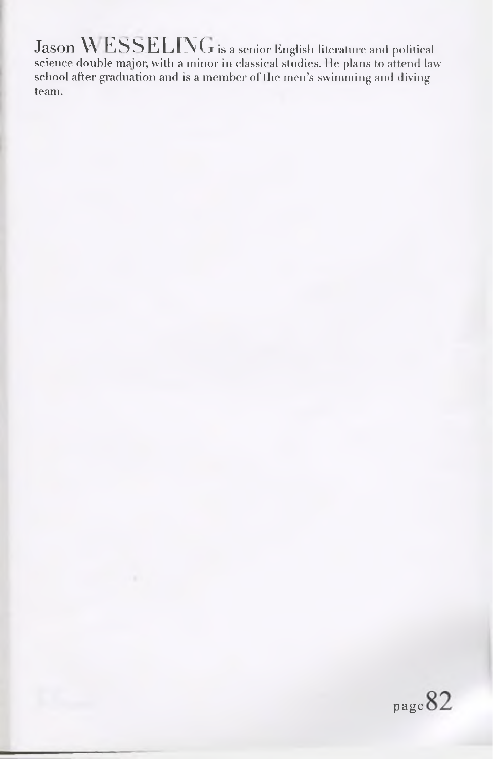Jason WESSELING is a senior English literature and political science double major, with a minor in classical studies. He plans to attend law school after graduation and is a member of the men's swimming and diving team.